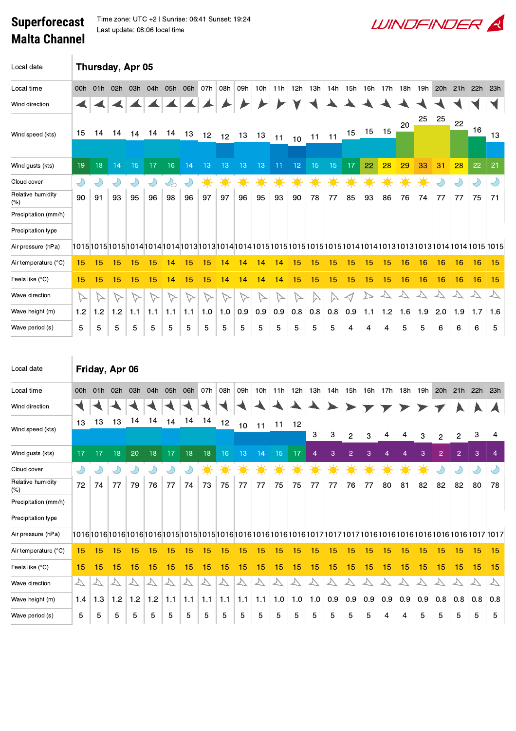# Superforecast Malta Channel

Time zone: UTC +2 | Sunrise: 06:41 Sunset: 19:24

Last update: 08:06 local time

WINDFINDER

## Thursday, Apr 05

| Local time | 00h | 01h | 02h | 03h | 04h | 05h | 06h | 07h | 08h | 09h | 10h | 11h | 12h | 13h | 14h | 15h | 16h | 17h | 18h | 19h | 20h | 21h | 22h | 23h |
|---|---|---|---|---|---|---|---|---|---|---|---|---|---|---|---|---|---|---|---|---|---|---|---|---|
| Wind direction | | | | | | | | | | | | | | | | | | | | | | | | |
| Wind speed (kts) | 15 | 14 | 14 | 14 | 14 | 14 | 13 | 12 | 12 | 13 | 13 | 11 | 10 | 11 | 11 | 15 | 15 | 15 | 20 | 25 | 25 | 22 | 16 | 13 |
| Wind gusts (kts) | 19 | 18 | 14 | 15 | 17 | 16 | 14 | 13 | 13 | 13 | 13 | 11 | 12 | 15 | 15 | 17 | 22 | 28 | 29 | 33 | 31 | 28 | 22 | 21 |
| Cloud cover | | | | | | | | | | | | | | | | | | | | | | | | |
| Relative humidity (%) | 90 | 91 | 93 | 95 | 96 | 98 | 96 | 97 | 97 | 96 | 95 | 93 | 90 | 78 | 77 | 85 | 93 | 86 | 76 | 74 | 77 | 77 | 75 | 71 |
| Precipitation (mm/h) | | | | | | | | | | | | | | | | | | | | | | | | |
| Precipitation type | | | | | | | | | | | | | | | | | | | | | | | | |
| Air pressure (hPa) | 1015 | 1015 | 1015 | 1014 | 1014 | 1014 | 1013 | 1013 | 1014 | 1014 | 1015 | 1015 | 1015 | 1015 | 1015 | 1014 | 1014 | 1013 | 1013 | 1013 | 1014 | 1014 | 1015 | 1015 |
| Air temperature (°C) | 15 | 15 | 15 | 15 | 15 | 14 | 15 | 15 | 14 | 14 | 14 | 14 | 15 | 15 | 15 | 15 | 15 | 15 | 16 | 16 | 16 | 16 | 16 | 15 |
| Feels like (°C) | 15 | 15 | 15 | 15 | 15 | 14 | 15 | 15 | 14 | 14 | 14 | 14 | 15 | 15 | 15 | 15 | 15 | 15 | 16 | 16 | 16 | 16 | 16 | 15 |
| Wave direction | | | | | | | | | | | | | | | | | | | | | | | | |
| Wave height (m) | 1.2 | 1.2 | 1.2 | 1.1 | 1.1 | 1.1 | 1.1 | 1.0 | 1.0 | 0.9 | 0.9 | 0.9 | 0.8 | 0.8 | 0.8 | 0.9 | 1.1 | 1.2 | 1.6 | 1.9 | 2.0 | 1.9 | 1.7 | 1.6 |
| Wave period (s) | 5 | 5 | 5 | 5 | 5 | 5 | 5 | 5 | 5 | 5 | 5 | 5 | 5 | 5 | 5 | 4 | 4 | 4 | 5 | 5 | 6 | 6 | 6 | 5 |

## Friday, Apr 06

| Local time | 00h | 01h | 02h | 03h | 04h | 05h | 06h | 07h | 08h | 09h | 10h | 11h | 12h | 13h | 14h | 15h | 16h | 17h | 18h | 19h | 20h | 21h | 22h | 23h |
|---|---|---|---|---|---|---|---|---|---|---|---|---|---|---|---|---|---|---|---|---|---|---|---|---|
| Wind direction | | | | | | | | | | | | | | | | | | | | | | | | |
| Wind speed (kts) | 13 | 13 | 13 | 14 | 14 | 14 | 14 | 14 | 12 | 10 | 11 | 11 | 12 | 3 | 3 | 2 | 3 | 4 | 4 | 3 | 2 | 2 | 3 | 4 |
| Wind gusts (kts) | 17 | 17 | 18 | 20 | 18 | 17 | 18 | 18 | 16 | 13 | 14 | 15 | 17 | 4 | 3 | 2 | 3 | 4 | 4 | 3 | 2 | 2 | 3 | 4 |
| Cloud cover | | | | | | | | | | | | | | | | | | | | | | | | |
| Relative humidity (%) | 72 | 74 | 77 | 79 | 76 | 77 | 74 | 73 | 75 | 77 | 77 | 75 | 75 | 77 | 77 | 76 | 77 | 80 | 81 | 82 | 82 | 82 | 80 | 78 |
| Precipitation (mm/h) | | | | | | | | | | | | | | | | | | | | | | | | |
| Precipitation type | | | | | | | | | | | | | | | | | | | | | | | | |
| Air pressure (hPa) | 1016 | 1016 | 1016 | 1016 | 1016 | 1015 | 1015 | 1015 | 1016 | 1016 | 1016 | 1016 | 1016 | 1017 | 1017 | 1017 | 1016 | 1016 | 1016 | 1016 | 1016 | 1016 | 1017 | 1017 |
| Air temperature (°C) | 15 | 15 | 15 | 15 | 15 | 15 | 15 | 15 | 15 | 15 | 15 | 15 | 15 | 15 | 15 | 15 | 15 | 15 | 15 | 15 | 15 | 15 | 15 | 15 |
| Feels like (°C) | 15 | 15 | 15 | 15 | 15 | 15 | 15 | 15 | 15 | 15 | 15 | 15 | 15 | 15 | 15 | 15 | 15 | 15 | 15 | 15 | 15 | 15 | 15 | 15 |
| Wave direction | | | | | | | | | | | | | | | | | | | | | | | | |
| Wave height (m) | 1.4 | 1.3 | 1.2 | 1.2 | 1.2 | 1.1 | 1.1 | 1.1 | 1.1 | 1.1 | 1.1 | 1.0 | 1.0 | 1.0 | 0.9 | 0.9 | 0.9 | 0.9 | 0.9 | 0.9 | 0.8 | 0.8 | 0.8 | 0.8 |
| Wave period (s) | 5 | 5 | 5 | 5 | 5 | 5 | 5 | 5 | 5 | 5 | 5 | 5 | 5 | 5 | 5 | 5 | 5 | 4 | 4 | 5 | 5 | 5 | 5 | 5 |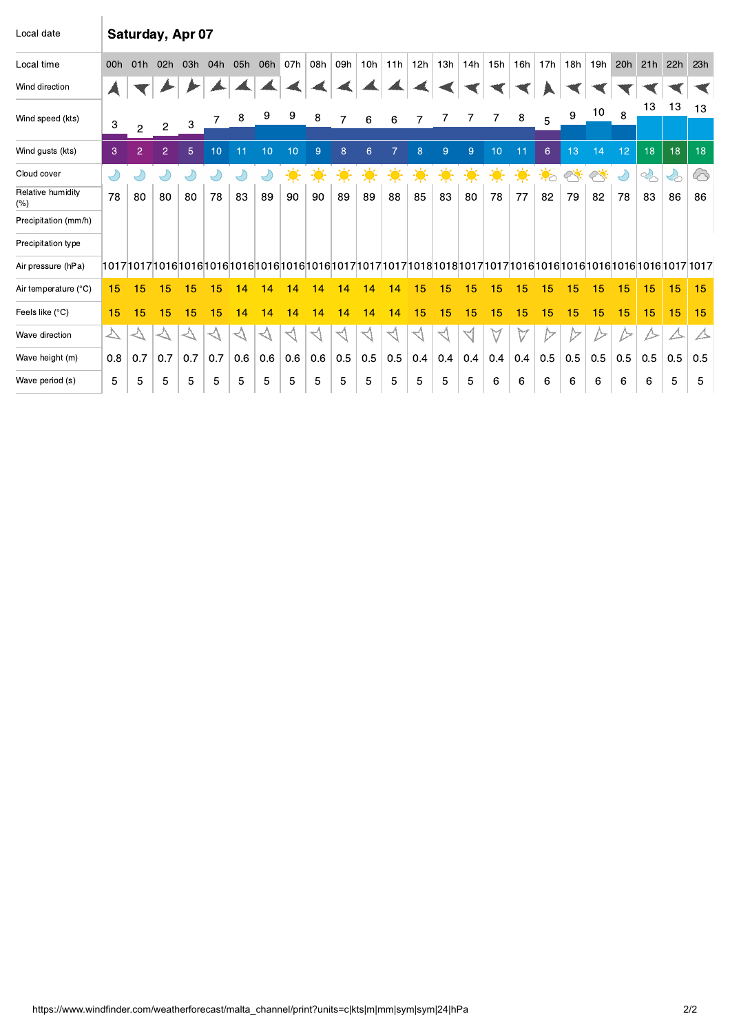| Local date | Saturday, Apr 07 | | | | | | | | | | | | | | | | | | | | | | | |
|---|---|---|---|---|---|---|---|---|---|---|---|---|---|---|---|---|---|---|---|---|---|---|---|---|
| Local time | 00h | 01h | 02h | 03h | 04h | 05h | 06h | 07h | 08h | 09h | 10h | 11h | 12h | 13h | 14h | 15h | 16h | 17h | 18h | 19h | 20h | 21h | 22h | 23h |
| Wind direction | | | | | | | | | | | | | | | | | | | | | | | | |
| Wind speed (kts) | 3 | 2 | 2 | 3 | 7 | 8 | 9 | 9 | 8 | 7 | 6 | 6 | 7 | 7 | 7 | 7 | 8 | 5 | 9 | 10 | 8 | 13 | 13 | 13 |
| Wind gusts (kts) | 3 | 2 | 2 | 5 | 10 | 11 | 10 | 10 | 9 | 8 | 6 | 7 | 8 | 9 | 9 | 10 | 11 | 6 | 13 | 14 | 12 | 18 | 18 | 18 |
| Cloud cover | | | | | | | | | | | | | | | | | | | | | | | | |
| Relative humidity (%) | 78 | 80 | 80 | 80 | 78 | 83 | 89 | 90 | 90 | 89 | 89 | 88 | 85 | 83 | 80 | 78 | 77 | 82 | 79 | 82 | 78 | 83 | 86 | 86 |
| Precipitation (mm/h) | | | | | | | | | | | | | | | | | | | | | | | | |
| Precipitation type | | | | | | | | | | | | | | | | | | | | | | | | |
| Air pressure (hPa) | 1017 | 1017 | 1016 | 1016 | 1016 | 1016 | 1016 | 1016 | 1016 | 1017 | 1017 | 1017 | 1018 | 1018 | 1017 | 1017 | 1016 | 1016 | 1016 | 1016 | 1016 | 1016 | 1017 | 1017 |
| Air temperature (°C) | 15 | 15 | 15 | 15 | 15 | 14 | 14 | 14 | 14 | 14 | 14 | 14 | 15 | 15 | 15 | 15 | 15 | 15 | 15 | 15 | 15 | 15 | 15 | 15 |
| Feels like (°C) | 15 | 15 | 15 | 15 | 15 | 14 | 14 | 14 | 14 | 14 | 14 | 14 | 15 | 15 | 15 | 15 | 15 | 15 | 15 | 15 | 15 | 15 | 15 | 15 |
| Wave direction | | | | | | | | | | | | | | | | | | | | | | | | |
| Wave height (m) | 0.8 | 0.7 | 0.7 | 0.7 | 0.7 | 0.6 | 0.6 | 0.6 | 0.6 | 0.5 | 0.5 | 0.5 | 0.4 | 0.4 | 0.4 | 0.4 | 0.4 | 0.5 | 0.5 | 0.5 | 0.5 | 0.5 | 0.5 | 0.5 |
| Wave period (s) | 5 | 5 | 5 | 5 | 5 | 5 | 5 | 5 | 5 | 5 | 5 | 5 | 5 | 5 | 5 | 6 | 6 | 6 | 6 | 6 | 6 | 6 | 5 | 5 |

https://www.windfinder.com/weatherforecast/malta_channel/print?units=c|kts|m|mm|sym|sym|24|hPa